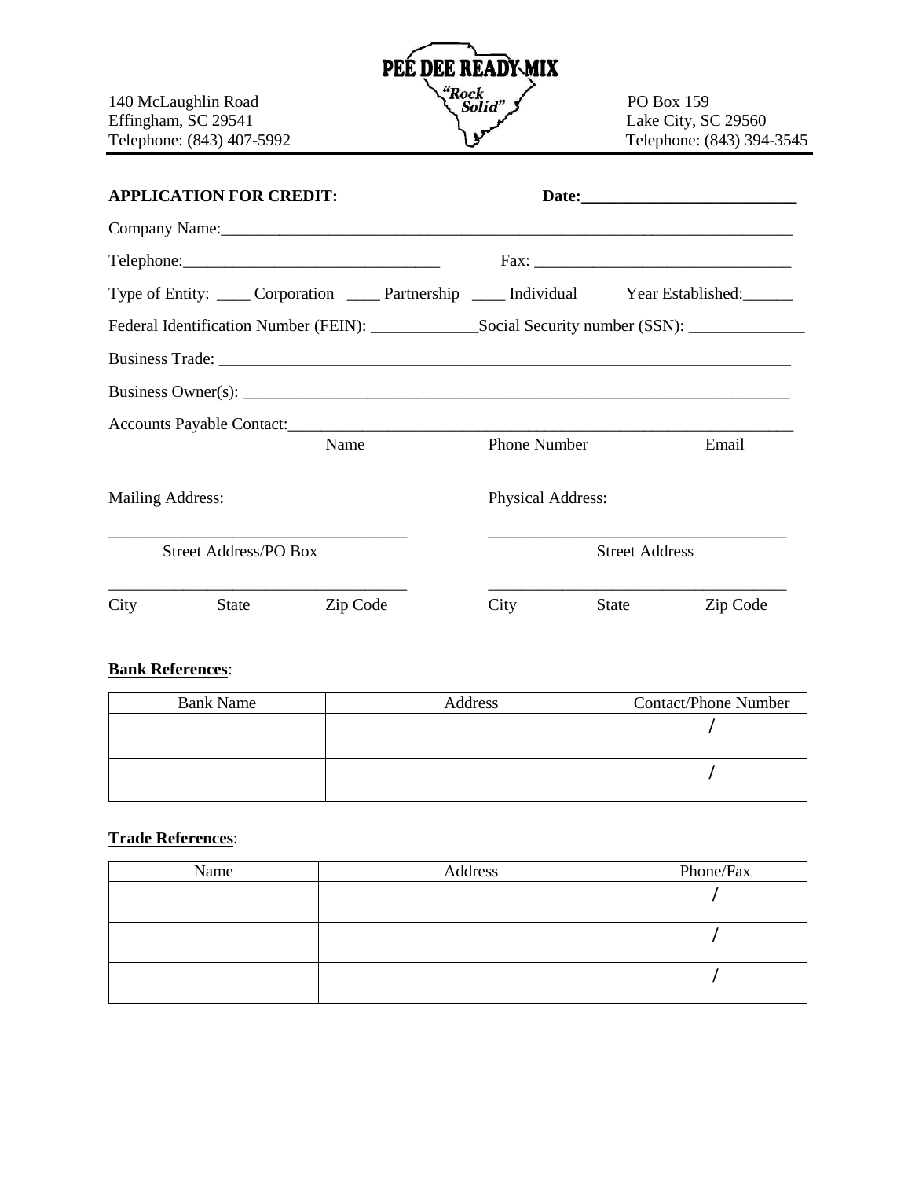**PEE DEE READY MIX**

*"Rock Solid"*

140 McLaughlin Road
Effingham, SC 29541
Telephone: (843) 407-5992

PO Box 159
Lake City, SC 29560
Telephone: (843) 394-3545

**APPLICATION FOR CREDIT:** **Date:**___________________________

Company Name:_________________________________________________________________________

Telephone:________________________________ Fax: ________________________________

Type of Entity: ____ Corporation ____ Partnership ____ Individual Year Established:______

Federal Identification Number (FEIN): _____________Social Security number (SSN): ______________

Business Trade: _________________________________________________________________________

Business Owner(s): ______________________________________________________________________

Accounts Payable Contact:_________________________________________________________________

Name Phone Number Email

Mailing Address:

____________________________________

Street Address/PO Box

____________________________________

City State Zip Code

Physical Address:

____________________________________

Street Address

____________________________________

City State Zip Code

**Bank References**:

| Bank Name | Address | Contact/Phone Number |
|---|---|---|
| | | / |
| | | / |

**Trade References**:

| Name | Address | Phone/Fax |
|---|---|---|
| | | / |
| | | / |
| | | / |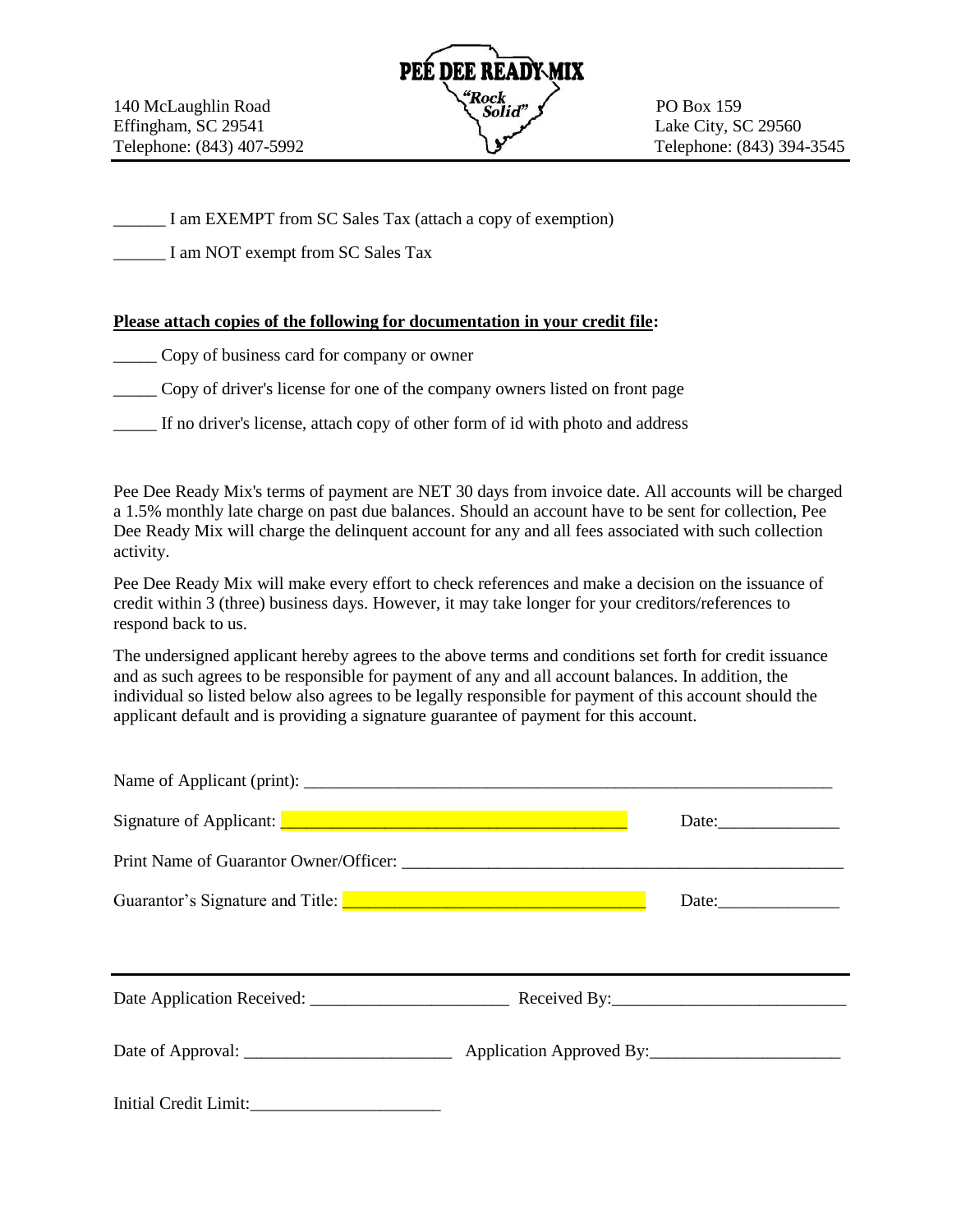PEE DEE READY MIX
"Rock Solid"

140 McLaughlin Road
Effingham, SC 29541
Telephone: (843) 407-5992

PO Box 159
Lake City, SC 29560
Telephone: (843) 394-3545

______ I am EXEMPT from SC Sales Tax (attach a copy of exemption)

______ I am NOT exempt from SC Sales Tax

**Please attach copies of the following for documentation in your credit file:**

_____ Copy of business card for company or owner

_____ Copy of driver's license for one of the company owners listed on front page

_____ If no driver's license, attach copy of other form of id with photo and address

Pee Dee Ready Mix's terms of payment are NET 30 days from invoice date. All accounts will be charged a 1.5% monthly late charge on past due balances. Should an account have to be sent for collection, Pee Dee Ready Mix will charge the delinquent account for any and all fees associated with such collection activity.

Pee Dee Ready Mix will make every effort to check references and make a decision on the issuance of credit within 3 (three) business days. However, it may take longer for your creditors/references to respond back to us.

The undersigned applicant hereby agrees to the above terms and conditions set forth for credit issuance and as such agrees to be responsible for payment of any and all account balances. In addition, the individual so listed below also agrees to be legally responsible for payment of this account should the applicant default and is providing a signature guarantee of payment for this account.

Name of Applicant (print): ______________________________________________________________

Signature of Applicant: ________________________________________ Date:______________

Print Name of Guarantor Owner/Officer: ____________________________________________________

Guarantor's Signature and Title: __________________________________ Date:______________

---

Date Application Received: ______________________ Received By:__________________________

Date of Approval: _______________________ Application Approved By:_____________________

Initial Credit Limit:_____________________